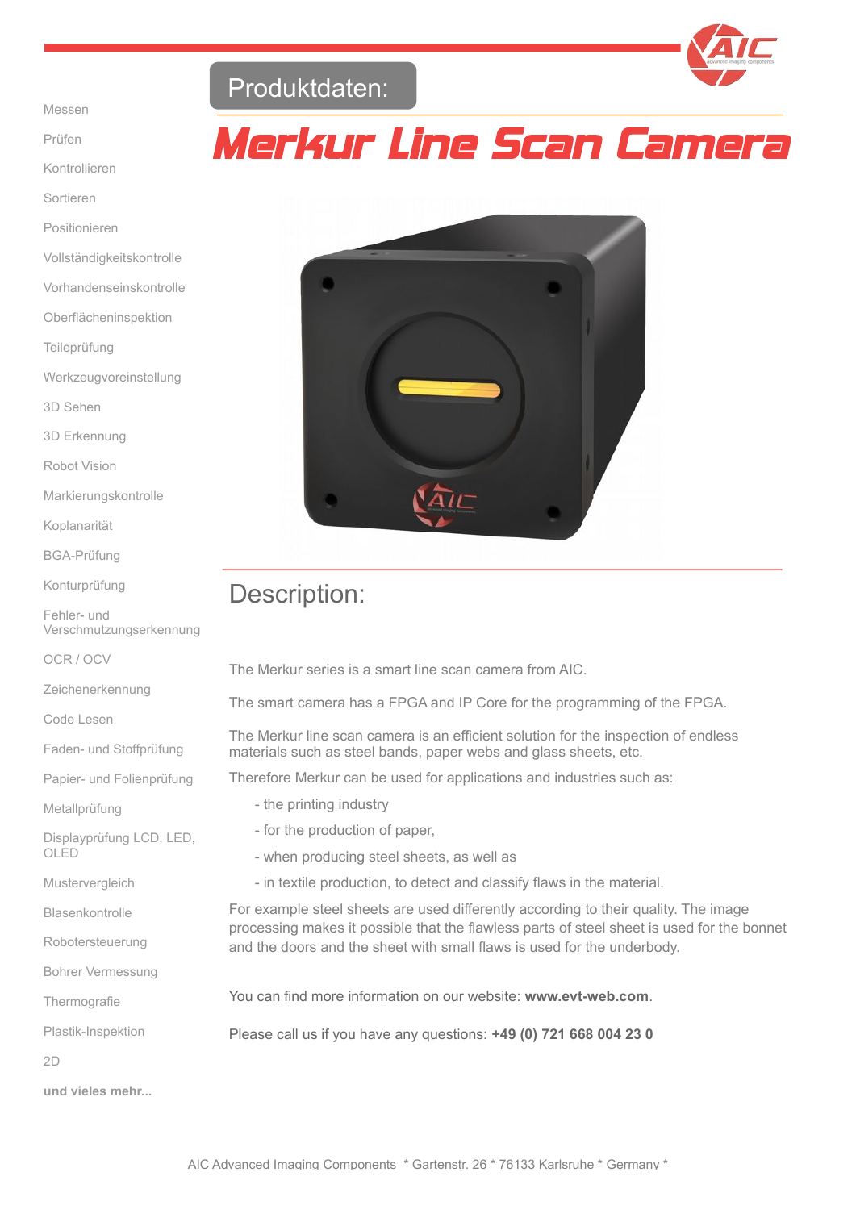Produktdaten:

# Merkur Line Scan Camera

- Messen
- Prüfen
- Kontrollieren
- Sortieren
- Positionieren
- Vollständigkeitskontrolle
- Vorhandenseinskontrolle
- Oberflächeninspektion
- Teileprüfung
- Werkzeugvoreinstellung
- 3D Sehen
- 3D Erkennung
- Robot Vision
- Markierungskontrolle
- Koplanarität
- BGA-Prüfung
- Konturprüfung
- Fehler- und Verschmutzungserkennung
- OCR / OCV
- Zeichenerkennung
- Code Lesen
- Faden- und Stoffprüfung
- Papier- und Folienprüfung
- Metallprüfung
- Displayprüfung LCD, LED, OLED
- Mustervergleich
- Blasenkontrolle
- Robotersteuerung
- Bohrer Vermessung
- Thermografie
- Plastik-Inspektion
- 2D

**und vieles mehr...**

## Description:

The Merkur series is a smart line scan camera from AIC.

The smart camera has a FPGA and IP Core for the programming of the FPGA.

The Merkur line scan camera is an efficient solution for the inspection of endless materials such as steel bands, paper webs and glass sheets, etc.

Therefore Merkur can be used for applications and industries such as:

- the printing industry
- for the production of paper,
- when producing steel sheets, as well as
- in textile production, to detect and classify flaws in the material.

For example steel sheets are used differently according to their quality. The image processing makes it possible that the flawless parts of steel sheet is used for the bonnet and the doors and the sheet with small flaws is used for the underbody.

You can find more information on our website: **www.evt-web.com**.

Please call us if you have any questions: **+49 (0) 721 668 004 23 0**

AIC Advanced Imaging Components * Gartenstr. 26 * 76133 Karlsruhe * Germany *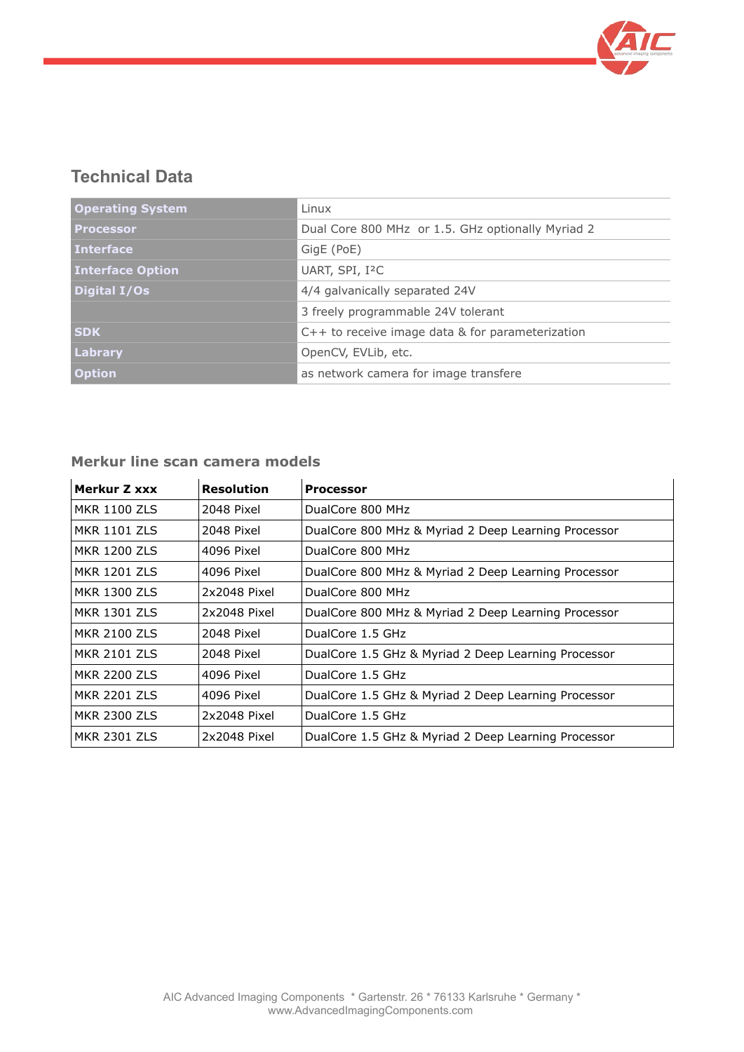## Technical Data

| | |
|---|---|
| **Operating System** | Linux |
| **Processor** | Dual Core 800 MHz  or 1.5. GHz optionally Myriad 2 |
| **Interface** | GigE (PoE) |
| **Interface Option** | UART, SPI, I²C |
| **Digital I/Os** | 4/4 galvanically separated 24V |
| | 3 freely programmable 24V tolerant |
| **SDK** | C++ to receive image data & for parameterization |
| **Labrary** | OpenCV, EVLib, etc. |
| **Option** | as network camera for image transfere |

### Merkur line scan camera models

| Merkur Z xxx | Resolution | Processor |
|---|---|---|
| MKR 1100 ZLS | 2048 Pixel | DualCore 800 MHz |
| MKR 1101 ZLS | 2048 Pixel | DualCore 800 MHz & Myriad 2 Deep Learning Processor |
| MKR 1200 ZLS | 4096 Pixel | DualCore 800 MHz |
| MKR 1201 ZLS | 4096 Pixel | DualCore 800 MHz & Myriad 2 Deep Learning Processor |
| MKR 1300 ZLS | 2x2048 Pixel | DualCore 800 MHz |
| MKR 1301 ZLS | 2x2048 Pixel | DualCore 800 MHz & Myriad 2 Deep Learning Processor |
| MKR 2100 ZLS | 2048 Pixel | DualCore 1.5 GHz |
| MKR 2101 ZLS | 2048 Pixel | DualCore 1.5 GHz & Myriad 2 Deep Learning Processor |
| MKR 2200 ZLS | 4096 Pixel | DualCore 1.5 GHz |
| MKR 2201 ZLS | 4096 Pixel | DualCore 1.5 GHz & Myriad 2 Deep Learning Processor |
| MKR 2300 ZLS | 2x2048 Pixel | DualCore 1.5 GHz |
| MKR 2301 ZLS | 2x2048 Pixel | DualCore 1.5 GHz & Myriad 2 Deep Learning Processor |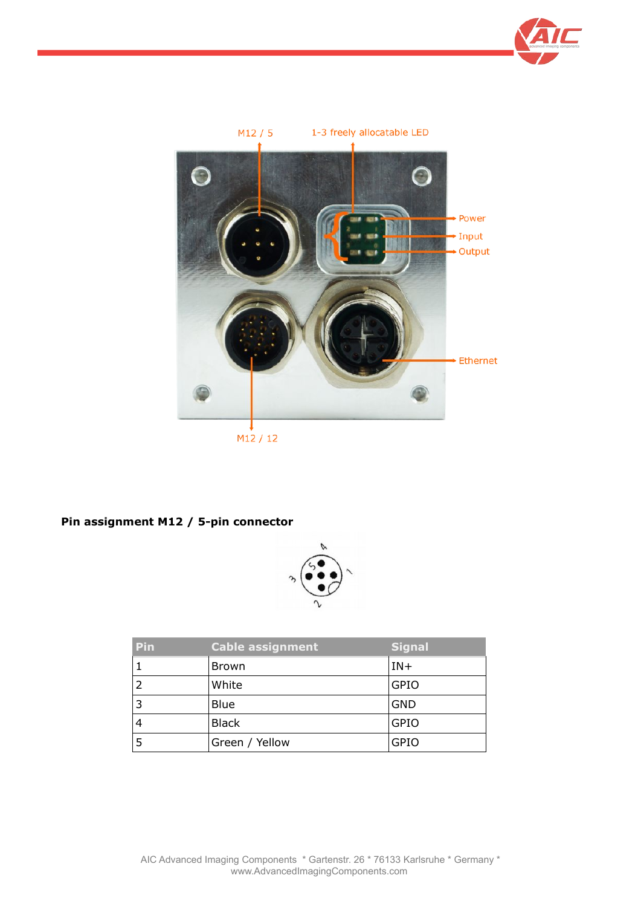M12 / 5

1-3 freely allocatable LED

Power

Input

Output

Ethernet

M12 / 12

**Pin assignment M12 / 5-pin connector**

| Pin | Cable assignment | Signal |
|---|---|---|
| 1 | Brown | IN+ |
| 2 | White | GPIO |
| 3 | Blue | GND |
| 4 | Black | GPIO |
| 5 | Green / Yellow | GPIO |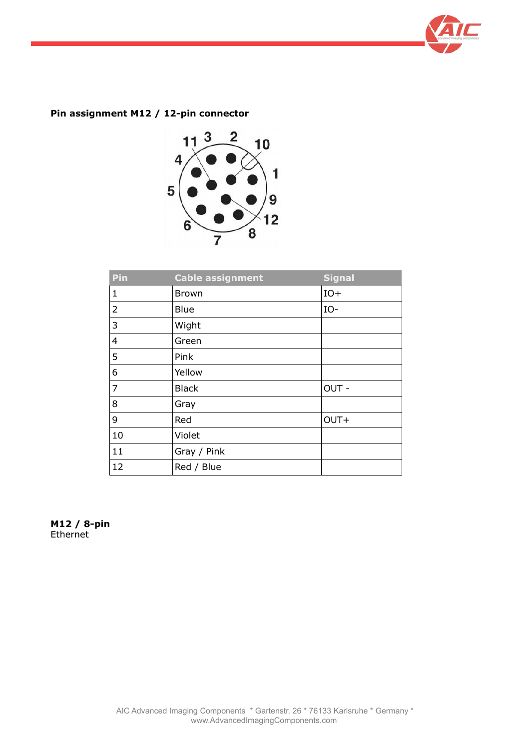**Pin assignment M12 / 12-pin connector**

| Pin | Cable assignment | Signal |
|---|---|---|
| 1 | Brown | IO+ |
| 2 | Blue | IO- |
| 3 | Wight | |
| 4 | Green | |
| 5 | Pink | |
| 6 | Yellow | |
| 7 | Black | OUT - |
| 8 | Gray | |
| 9 | Red | OUT+ |
| 10 | Violet | |
| 11 | Gray / Pink | |
| 12 | Red / Blue | |

**M12 / 8-pin**
Ethernet